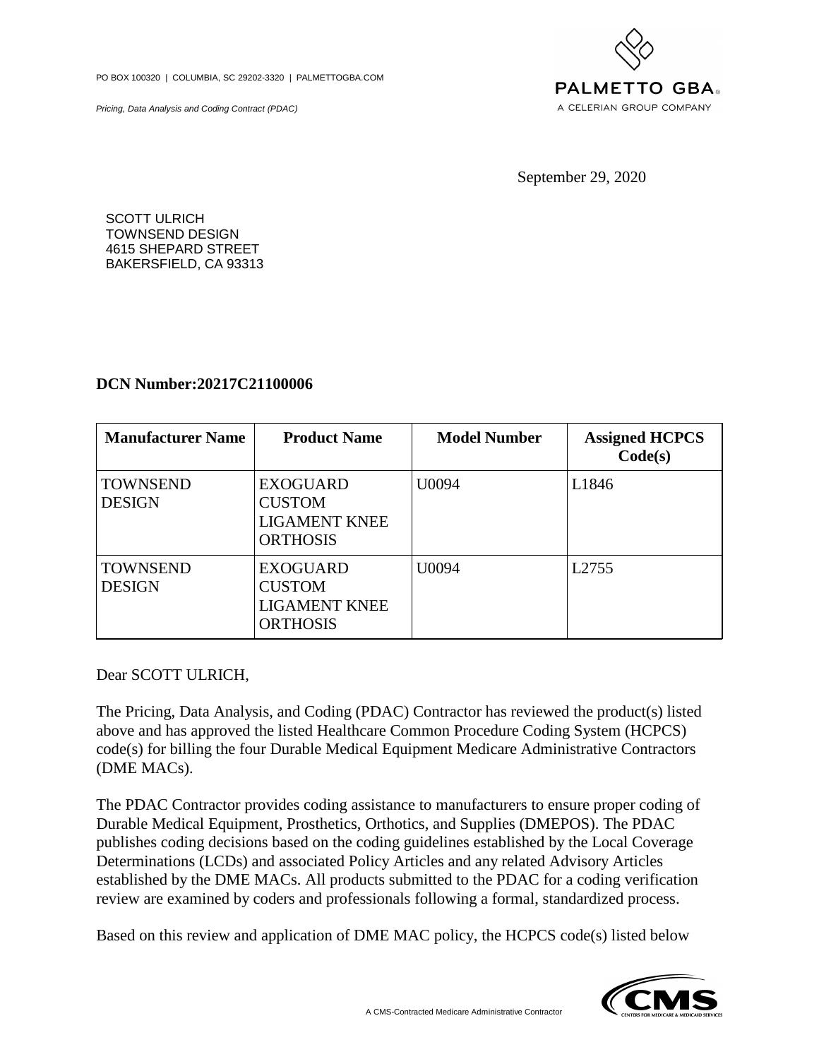PO BOX 100320 | COLUMBIA, SC 29202-3320 | PALMETTOGBA.COM

*Pricing, Data Analysis and Coding Contract (PDAC)*

PALMETTO GBA®
A CELERIAN GROUP COMPANY

September 29, 2020

SCOTT ULRICH
TOWNSEND DESIGN
4615 SHEPARD STREET
BAKERSFIELD, CA 93313

**DCN Number:20217C21100006**

| Manufacturer Name | Product Name | Model Number | Assigned HCPCS Code(s) |
| --- | --- | --- | --- |
| TOWNSEND DESIGN | EXOGUARD CUSTOM LIGAMENT KNEE ORTHOSIS | U0094 | L1846 |
| TOWNSEND DESIGN | EXOGUARD CUSTOM LIGAMENT KNEE ORTHOSIS | U0094 | L2755 |

Dear SCOTT ULRICH,

The Pricing, Data Analysis, and Coding (PDAC) Contractor has reviewed the product(s) listed above and has approved the listed Healthcare Common Procedure Coding System (HCPCS) code(s) for billing the four Durable Medical Equipment Medicare Administrative Contractors (DME MACs).

The PDAC Contractor provides coding assistance to manufacturers to ensure proper coding of Durable Medical Equipment, Prosthetics, Orthotics, and Supplies (DMEPOS). The PDAC publishes coding decisions based on the coding guidelines established by the Local Coverage Determinations (LCDs) and associated Policy Articles and any related Advisory Articles established by the DME MACs. All products submitted to the PDAC for a coding verification review are examined by coders and professionals following a formal, standardized process.

Based on this review and application of DME MAC policy, the HCPCS code(s) listed below

A CMS-Contracted Medicare Administrative Contractor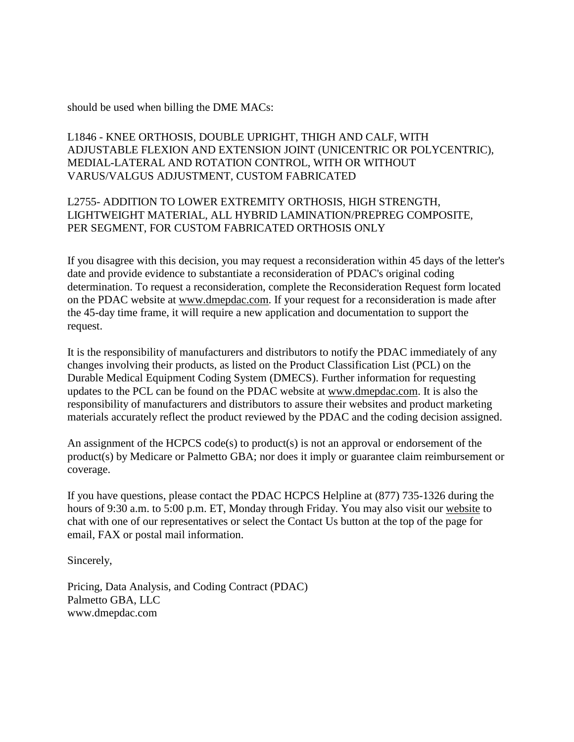should be used when billing the DME MACs:

L1846 - KNEE ORTHOSIS, DOUBLE UPRIGHT, THIGH AND CALF, WITH ADJUSTABLE FLEXION AND EXTENSION JOINT (UNICENTRIC OR POLYCENTRIC), MEDIAL-LATERAL AND ROTATION CONTROL, WITH OR WITHOUT VARUS/VALGUS ADJUSTMENT, CUSTOM FABRICATED

L2755- ADDITION TO LOWER EXTREMITY ORTHOSIS, HIGH STRENGTH, LIGHTWEIGHT MATERIAL, ALL HYBRID LAMINATION/PREPREG COMPOSITE, PER SEGMENT, FOR CUSTOM FABRICATED ORTHOSIS ONLY

If you disagree with this decision, you may request a reconsideration within 45 days of the letter's date and provide evidence to substantiate a reconsideration of PDAC's original coding determination. To request a reconsideration, complete the Reconsideration Request form located on the PDAC website at www.dmepdac.com. If your request for a reconsideration is made after the 45-day time frame, it will require a new application and documentation to support the request.

It is the responsibility of manufacturers and distributors to notify the PDAC immediately of any changes involving their products, as listed on the Product Classification List (PCL) on the Durable Medical Equipment Coding System (DMECS). Further information for requesting updates to the PCL can be found on the PDAC website at www.dmepdac.com. It is also the responsibility of manufacturers and distributors to assure their websites and product marketing materials accurately reflect the product reviewed by the PDAC and the coding decision assigned.

An assignment of the HCPCS code(s) to product(s) is not an approval or endorsement of the product(s) by Medicare or Palmetto GBA; nor does it imply or guarantee claim reimbursement or coverage.

If you have questions, please contact the PDAC HCPCS Helpline at (877) 735-1326 during the hours of 9:30 a.m. to 5:00 p.m. ET, Monday through Friday. You may also visit our website to chat with one of our representatives or select the Contact Us button at the top of the page for email, FAX or postal mail information.

Sincerely,

Pricing, Data Analysis, and Coding Contract (PDAC)
Palmetto GBA, LLC
www.dmepdac.com